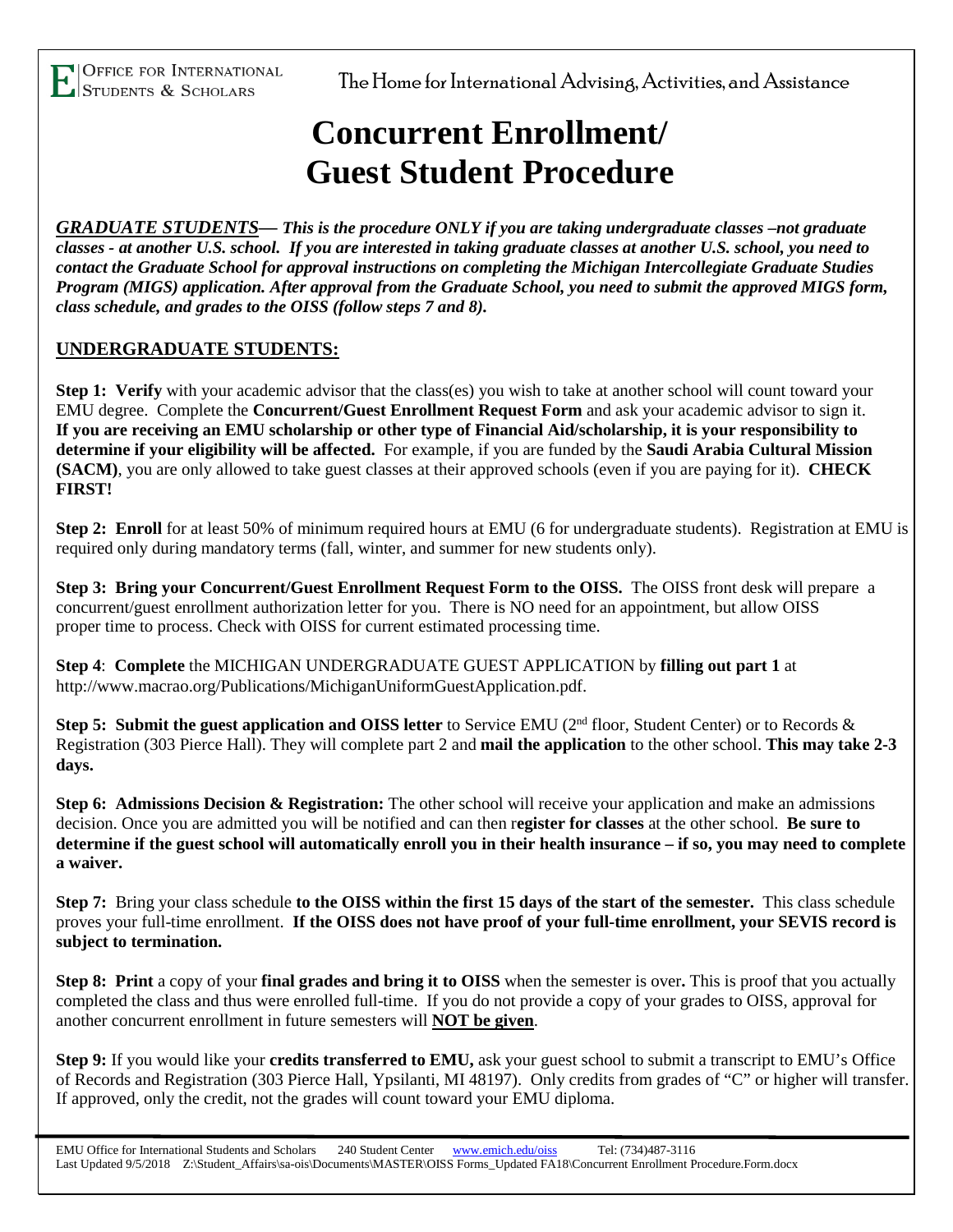OFFICE FOR INTERNATIONAL STUDENTS & SCHOLARS

The Home for International Advising, Activities, and Assistance

# Concurrent Enrollment/ Guest Student Procedure

***GRADUATE STUDENTS— This is the procedure ONLY if you are taking undergraduate classes –not graduate classes - at another U.S. school. If you are interested in taking graduate classes at another U.S. school, you need to contact the Graduate School for approval instructions on completing the Michigan Intercollegiate Graduate Studies Program (MIGS) application. After approval from the Graduate School, you need to submit the approved MIGS form, class schedule, and grades to the OISS (follow steps 7 and 8).***

## UNDERGRADUATE STUDENTS:

**Step 1: Verify** with your academic advisor that the class(es) you wish to take at another school will count toward your EMU degree. Complete the **Concurrent/Guest Enrollment Request Form** and ask your academic advisor to sign it. **If you are receiving an EMU scholarship or other type of Financial Aid/scholarship, it is your responsibility to determine if your eligibility will be affected.** For example, if you are funded by the **Saudi Arabia Cultural Mission (SACM)**, you are only allowed to take guest classes at their approved schools (even if you are paying for it). **CHECK FIRST!**

**Step 2: Enroll** for at least 50% of minimum required hours at EMU (6 for undergraduate students). Registration at EMU is required only during mandatory terms (fall, winter, and summer for new students only).

**Step 3: Bring your Concurrent/Guest Enrollment Request Form to the OISS.** The OISS front desk will prepare a concurrent/guest enrollment authorization letter for you. There is NO need for an appointment, but allow OISS proper time to process. Check with OISS for current estimated processing time.

**Step 4**: **Complete** the MICHIGAN UNDERGRADUATE GUEST APPLICATION by **filling out part 1** at http://www.macrao.org/Publications/MichiganUniformGuestApplication.pdf.

**Step 5: Submit the guest application and OISS letter** to Service EMU (2nd floor, Student Center) or to Records & Registration (303 Pierce Hall). They will complete part 2 and **mail the application** to the other school. **This may take 2-3 days.**

**Step 6: Admissions Decision & Registration:** The other school will receive your application and make an admissions decision. Once you are admitted you will be notified and can then r**egister for classes** at the other school. **Be sure to determine if the guest school will automatically enroll you in their health insurance – if so, you may need to complete a waiver.**

**Step 7:** Bring your class schedule **to the OISS within the first 15 days of the start of the semester.** This class schedule proves your full-time enrollment. **If the OISS does not have proof of your full-time enrollment, your SEVIS record is subject to termination.**

**Step 8: Print** a copy of your **final grades and bring it to OISS** when the semester is over**.** This is proof that you actually completed the class and thus were enrolled full-time. If you do not provide a copy of your grades to OISS, approval for another concurrent enrollment in future semesters will **NOT be given**.

**Step 9:** If you would like your **credits transferred to EMU,** ask your guest school to submit a transcript to EMU's Office of Records and Registration (303 Pierce Hall, Ypsilanti, MI 48197). Only credits from grades of "C" or higher will transfer. If approved, only the credit, not the grades will count toward your EMU diploma.

EMU Office for International Students and Scholars 240 Student Center www.emich.edu/oiss Tel: (734)487-3116
Last Updated 9/5/2018 Z:\Student_Affairs\sa-ois\Documents\MASTER\OISS Forms_Updated FA18\Concurrent Enrollment Procedure.Form.docx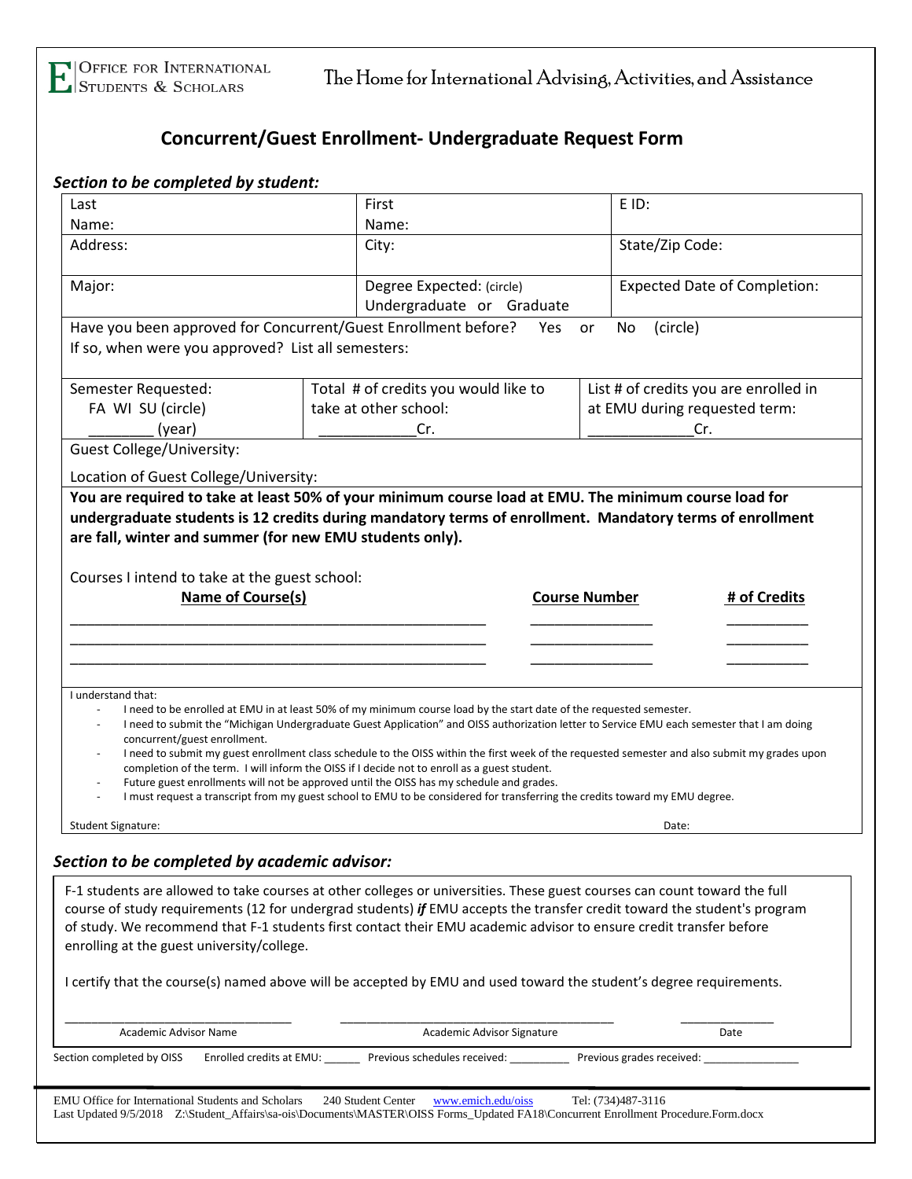OFFICE FOR INTERNATIONAL STUDENTS & SCHOLARS

The Home for International Advising, Activities, and Assistance

# Concurrent/Guest Enrollment- Undergraduate Request Form

***Section to be completed by student:***

| | | |
|---|---|---|
| Last Name: | First Name: | E ID: |
| Address: | City: | State/Zip Code: |
| Major: | Degree Expected: (circle) Undergraduate or Graduate | Expected Date of Completion: |

Have you been approved for Concurrent/Guest Enrollment before? Yes or No (circle)
If so, when were you approved? List all semesters:

| | | |
|---|---|---|
| Semester Requested: FA WI SU (circle) ________ (year) | Total # of credits you would like to take at other school: ____________Cr. | List # of credits you are enrolled in at EMU during requested term: _____________Cr. |

Guest College/University:

Location of Guest College/University:

**You are required to take at least 50% of your minimum course load at EMU. The minimum course load for undergraduate students is 12 credits during mandatory terms of enrollment. Mandatory terms of enrollment are fall, winter and summer (for new EMU students only).**

Courses I intend to take at the guest school:

| **Name of Course(s)** | **Course Number** | **# of Credits** |
|---|---|---|
| ______________________________ | ____________ | ________ |
| ______________________________ | ____________ | ________ |
| ______________________________ | ____________ | ________ |

I understand that:

- I need to be enrolled at EMU in at least 50% of my minimum course load by the start date of the requested semester.
- I need to submit the "Michigan Undergraduate Guest Application" and OISS authorization letter to Service EMU each semester that I am doing concurrent/guest enrollment.
- I need to submit my guest enrollment class schedule to the OISS within the first week of the requested semester and also submit my grades upon completion of the term. I will inform the OISS if I decide not to enroll as a guest student.
- Future guest enrollments will not be approved until the OISS has my schedule and grades.
- I must request a transcript from my guest school to EMU to be considered for transferring the credits toward my EMU degree.

Student Signature: Date:

***Section to be completed by academic advisor:***

F-1 students are allowed to take courses at other colleges or universities. These guest courses can count toward the full course of study requirements (12 for undergrad students) ***if*** EMU accepts the transfer credit toward the student's program of study. We recommend that F-1 students first contact their EMU academic advisor to ensure credit transfer before enrolling at the guest university/college.

I certify that the course(s) named above will be accepted by EMU and used toward the student's degree requirements.

________________________ ______________________________ __________
Academic Advisor Name Academic Advisor Signature Date

Section completed by OISS Enrolled credits at EMU: ______ Previous schedules received: _________ Previous grades received: _______________

EMU Office for International Students and Scholars 240 Student Center www.emich.edu/oiss Tel: (734)487-3116
Last Updated 9/5/2018 Z:\Student_Affairs\sa-ois\Documents\MASTER\OISS Forms_Updated FA18\Concurrent Enrollment Procedure.Form.docx